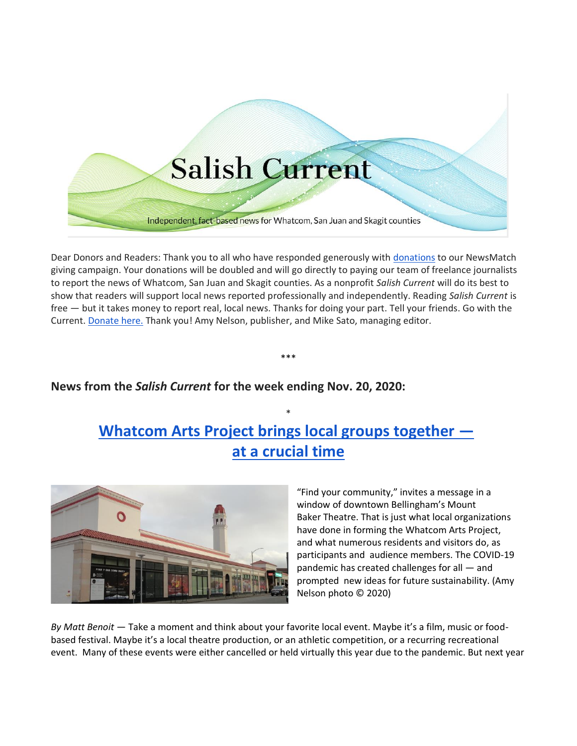# Salish Current

Independent, fact-based news for Whatcom, San Juan and Skagit counties

Dear Donors and Readers: Thank you to all who have responded generously with donations to our NewsMatch giving campaign. Your donations will be doubled and will go directly to paying our team of freelance journalists to report the news of Whatcom, San Juan and Skagit counties. As a nonprofit *Salish Current* will do its best to show that readers will support local news reported professionally and independently. Reading *Salish Current* is free — but it takes money to report real, local news. Thanks for doing your part. Tell your friends. Go with the Current. Donate here. Thank you! Amy Nelson, publisher, and Mike Sato, managing editor.

***

**News from the *Salish Current* for the week ending Nov. 20, 2020:**

*

## Whatcom Arts Project brings local groups together — at a crucial time

"Find your community," invites a message in a window of downtown Bellingham's Mount Baker Theatre. That is just what local organizations have done in forming the Whatcom Arts Project, and what numerous residents and visitors do, as participants and audience members. The COVID-19 pandemic has created challenges for all — and prompted new ideas for future sustainability. (Amy Nelson photo © 2020)

*By Matt Benoit* — Take a moment and think about your favorite local event. Maybe it's a film, music or food-based festival. Maybe it's a local theatre production, or an athletic competition, or a recurring recreational event. Many of these events were either cancelled or held virtually this year due to the pandemic. But next year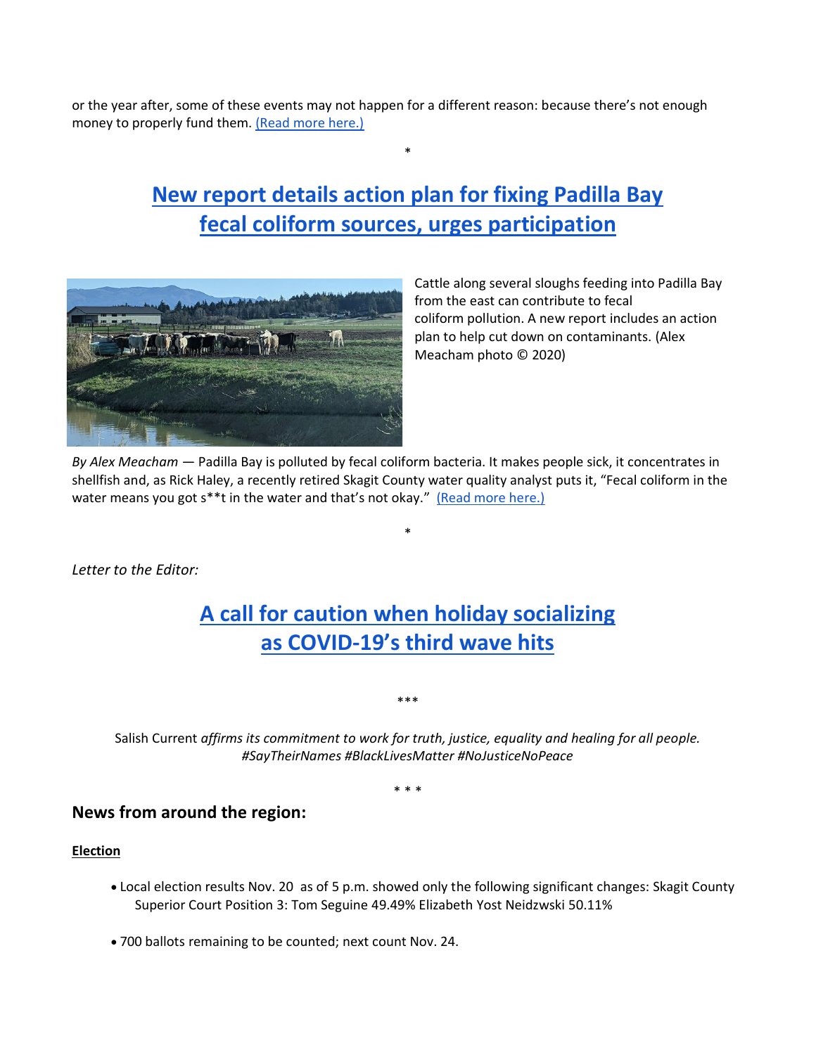or the year after, some of these events may not happen for a different reason: because there's not enough money to properly fund them. (Read more here.)

*

## New report details action plan for fixing Padilla Bay fecal coliform sources, urges participation

Cattle along several sloughs feeding into Padilla Bay from the east can contribute to fecal coliform pollution. A new report includes an action plan to help cut down on contaminants. (Alex Meacham photo © 2020)

*By Alex Meacham* — Padilla Bay is polluted by fecal coliform bacteria. It makes people sick, it concentrates in shellfish and, as Rick Haley, a recently retired Skagit County water quality analyst puts it, "Fecal coliform in the water means you got s**t in the water and that's not okay." (Read more here.)

*

*Letter to the Editor:*

## A call for caution when holiday socializing as COVID-19's third wave hits

***

Salish Current *affirms its commitment to work for truth, justice, equality and healing for all people. #SayTheirNames #BlackLivesMatter #NoJusticeNoPeace*

* * *

### News from around the region:

**Election**

- Local election results Nov. 20 as of 5 p.m. showed only the following significant changes: Skagit County Superior Court Position 3: Tom Seguine 49.49% Elizabeth Yost Neidzwski 50.11%
- 700 ballots remaining to be counted; next count Nov. 24.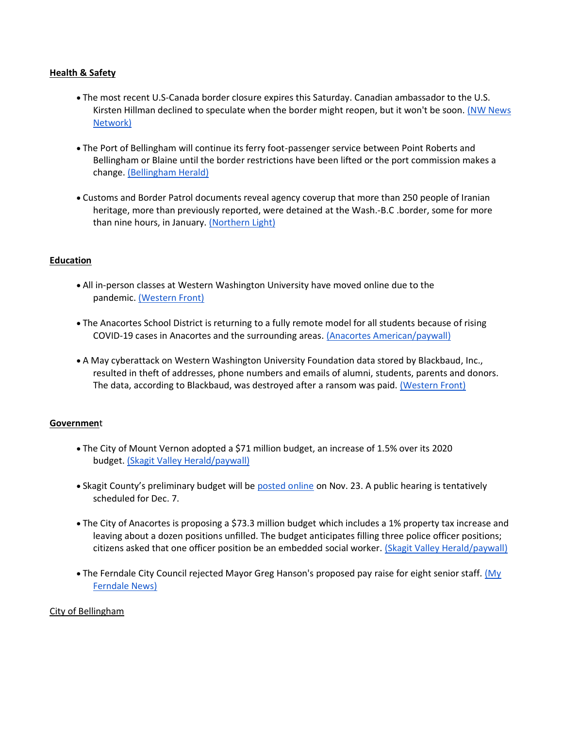**Health & Safety**

- The most recent U.S-Canada border closure expires this Saturday. Canadian ambassador to the U.S. Kirsten Hillman declined to speculate when the border might reopen, but it won't be soon. (NW News Network)

- The Port of Bellingham will continue its ferry foot-passenger service between Point Roberts and Bellingham or Blaine until the border restrictions have been lifted or the port commission makes a change. (Bellingham Herald)

- Customs and Border Patrol documents reveal agency coverup that more than 250 people of Iranian heritage, more than previously reported, were detained at the Wash.-B.C .border, some for more than nine hours, in January. (Northern Light)

**Education**

- All in-person classes at Western Washington University have moved online due to the pandemic. (Western Front)

- The Anacortes School District is returning to a fully remote model for all students because of rising COVID-19 cases in Anacortes and the surrounding areas. (Anacortes American/paywall)

- A May cyberattack on Western Washington University Foundation data stored by Blackbaud, Inc., resulted in theft of addresses, phone numbers and emails of alumni, students, parents and donors. The data, according to Blackbaud, was destroyed after a ransom was paid. (Western Front)

**Government**

- The City of Mount Vernon adopted a $71 million budget, an increase of 1.5% over its 2020 budget. (Skagit Valley Herald/paywall)

- Skagit County's preliminary budget will be posted online on Nov. 23. A public hearing is tentatively scheduled for Dec. 7.

- The City of Anacortes is proposing a $73.3 million budget which includes a 1% property tax increase and leaving about a dozen positions unfilled. The budget anticipates filling three police officer positions; citizens asked that one officer position be an embedded social worker. (Skagit Valley Herald/paywall)

- The Ferndale City Council rejected Mayor Greg Hanson's proposed pay raise for eight senior staff. (My Ferndale News)

City of Bellingham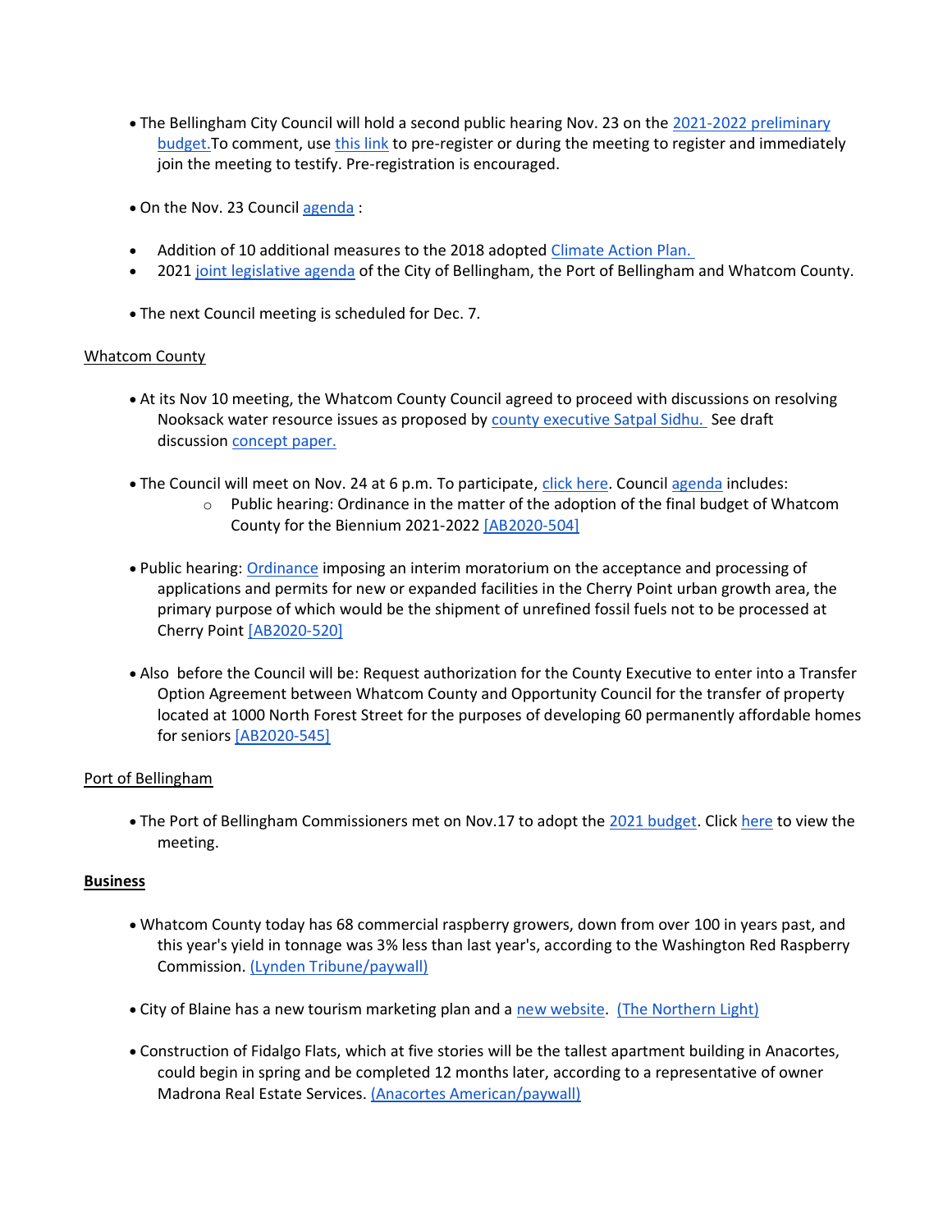- The Bellingham City Council will hold a second public hearing Nov. 23 on the 2021-2022 preliminary budget.To comment, use this link to pre-register or during the meeting to register and immediately join the meeting to testify. Pre-registration is encouraged.

- On the Nov. 23 Council agenda :

- Addition of 10 additional measures to the 2018 adopted Climate Action Plan.
- 2021 joint legislative agenda of the City of Bellingham, the Port of Bellingham and Whatcom County.

- The next Council meeting is scheduled for Dec. 7.

Whatcom County

- At its Nov 10 meeting, the Whatcom County Council agreed to proceed with discussions on resolving Nooksack water resource issues as proposed by county executive Satpal Sidhu. See draft discussion concept paper.

- The Council will meet on Nov. 24 at 6 p.m. To participate, click here. Council agenda includes:
  - Public hearing: Ordinance in the matter of the adoption of the final budget of Whatcom County for the Biennium 2021-2022 [AB2020-504]

- Public hearing: Ordinance imposing an interim moratorium on the acceptance and processing of applications and permits for new or expanded facilities in the Cherry Point urban growth area, the primary purpose of which would be the shipment of unrefined fossil fuels not to be processed at Cherry Point [AB2020-520]

- Also before the Council will be: Request authorization for the County Executive to enter into a Transfer Option Agreement between Whatcom County and Opportunity Council for the transfer of property located at 1000 North Forest Street for the purposes of developing 60 permanently affordable homes for seniors [AB2020-545]

Port of Bellingham

- The Port of Bellingham Commissioners met on Nov.17 to adopt the 2021 budget. Click here to view the meeting.

**Business**

- Whatcom County today has 68 commercial raspberry growers, down from over 100 in years past, and this year's yield in tonnage was 3% less than last year's, according to the Washington Red Raspberry Commission. (Lynden Tribune/paywall)

- City of Blaine has a new tourism marketing plan and a new website. (The Northern Light)

- Construction of Fidalgo Flats, which at five stories will be the tallest apartment building in Anacortes, could begin in spring and be completed 12 months later, according to a representative of owner Madrona Real Estate Services. (Anacortes American/paywall)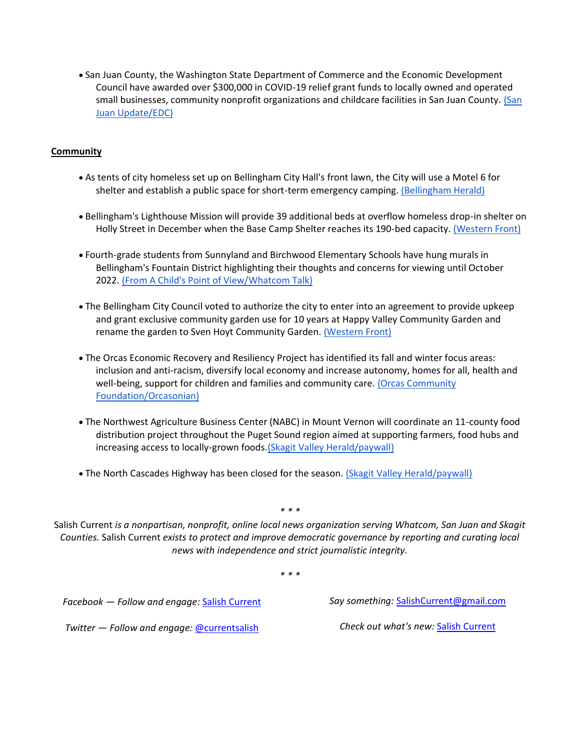- San Juan County, the Washington State Department of Commerce and the Economic Development Council have awarded over $300,000 in COVID-19 relief grant funds to locally owned and operated small businesses, community nonprofit organizations and childcare facilities in San Juan County. (San Juan Update/EDC)

**Community**

- As tents of city homeless set up on Bellingham City Hall's front lawn, the City will use a Motel 6 for shelter and establish a public space for short-term emergency camping. (Bellingham Herald)

- Bellingham's Lighthouse Mission will provide 39 additional beds at overflow homeless drop-in shelter on Holly Street in December when the Base Camp Shelter reaches its 190-bed capacity. (Western Front)

- Fourth-grade students from Sunnyland and Birchwood Elementary Schools have hung murals in Bellingham's Fountain District highlighting their thoughts and concerns for viewing until October 2022. (From A Child's Point of View/Whatcom Talk)

- The Bellingham City Council voted to authorize the city to enter into an agreement to provide upkeep and grant exclusive community garden use for 10 years at Happy Valley Community Garden and rename the garden to Sven Hoyt Community Garden. (Western Front)

- The Orcas Economic Recovery and Resiliency Project has identified its fall and winter focus areas: inclusion and anti-racism, diversify local economy and increase autonomy, homes for all, health and well-being, support for children and families and community care. (Orcas Community Foundation/Orcasonian)

- The Northwest Agriculture Business Center (NABC) in Mount Vernon will coordinate an 11-county food distribution project throughout the Puget Sound region aimed at supporting farmers, food hubs and increasing access to locally-grown foods.(Skagit Valley Herald/paywall)

- The North Cascades Highway has been closed for the season. (Skagit Valley Herald/paywall)

\* \* \*

Salish Current *is a nonpartisan, nonprofit, online local news organization serving Whatcom, San Juan and Skagit Counties.* Salish Current *exists to protect and improve democratic governance by reporting and curating local news with independence and strict journalistic integrity.*

\* \* \*

*Facebook — Follow and engage:* Salish Current

*Twitter — Follow and engage:* @currentsalish

*Say something:* SalishCurrent@gmail.com

*Check out what's new:* Salish Current